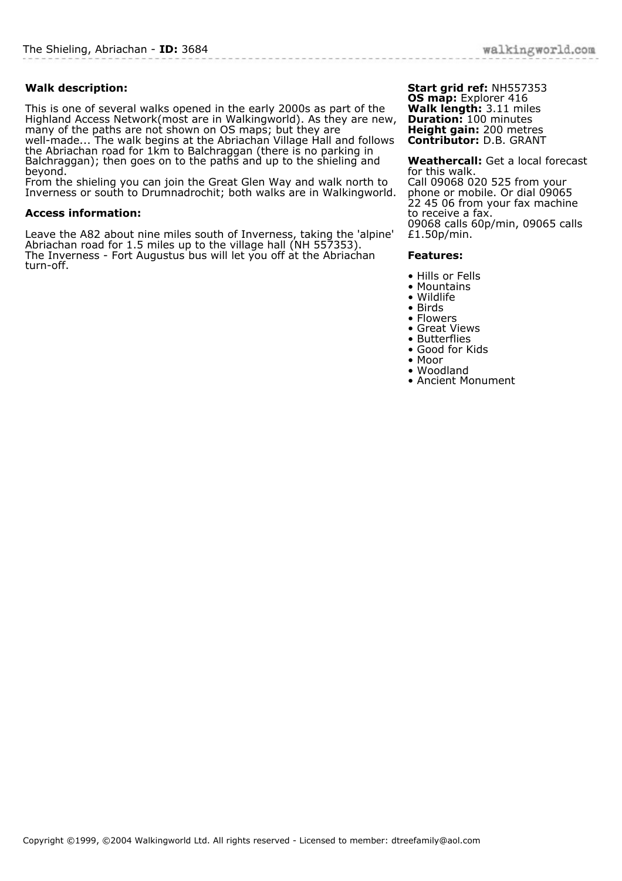# The Shieling, Abriachan - **ID:** 3684

**Start grid ref:** NH557353
**OS map:** Explorer 416
**Walk length:** 3.11 miles
**Duration:** 100 minutes
**Height gain:** 200 metres
**Contributor:** D.B. GRANT

**Weathercall:** Get a local forecast for this walk.
Call 09068 020 525 from your phone or mobile. Or dial 09065 22 45 06 from your fax machine to receive a fax.
09068 calls 60p/min, 09065 calls £1.50p/min.

**Features:**

- Hills or Fells
- Mountains
- Wildlife
- Birds
- Flowers
- Great Views
- Butterflies
- Good for Kids
- Moor
- Woodland
- Ancient Monument

### Walk description:

This is one of several walks opened in the early 2000s as part of the Highland Access Network(most are in Walkingworld). As they are new, many of the paths are not shown on OS maps; but they are well-made... The walk begins at the Abriachan Village Hall and follows the Abriachan road for 1km to Balchraggan (there is no parking in Balchraggan); then goes on to the paths and up to the shieling and beyond.
From the shieling you can join the Great Glen Way and walk north to Inverness or south to Drumnadrochit; both walks are in Walkingworld.

### Access information:

Leave the A82 about nine miles south of Inverness, taking the 'alpine' Abriachan road for 1.5 miles up to the village hall (NH 557353).
The Inverness - Fort Augustus bus will let you off at the Abriachan turn-off.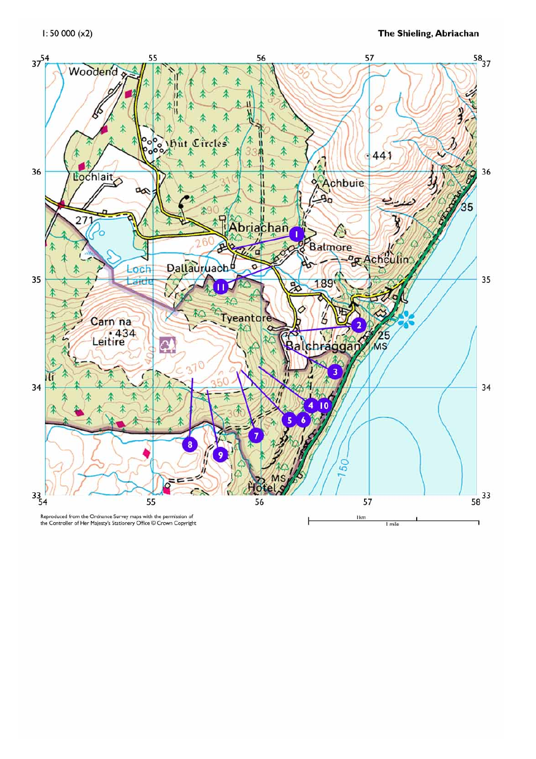1: 50 000 (x2)

**The Shieling, Abriachan**

Woodend

Hut Circles

Lochlait

271

Abriachan

1

Balmore

Achbuie

441

35

Achculin

Loch Laide

Dallauruach

11

189

Tyeantore

2

25

MS

Carn na Leitire

434

Balchraggan

3

370

350

4

10

5

6

300

7

8

9

150

MS

Hotel

Reproduced from the Ordnance Survey maps with the permission of the Controller of Her Majesty's Stationery Office © Crown Copyright

1km

1 mile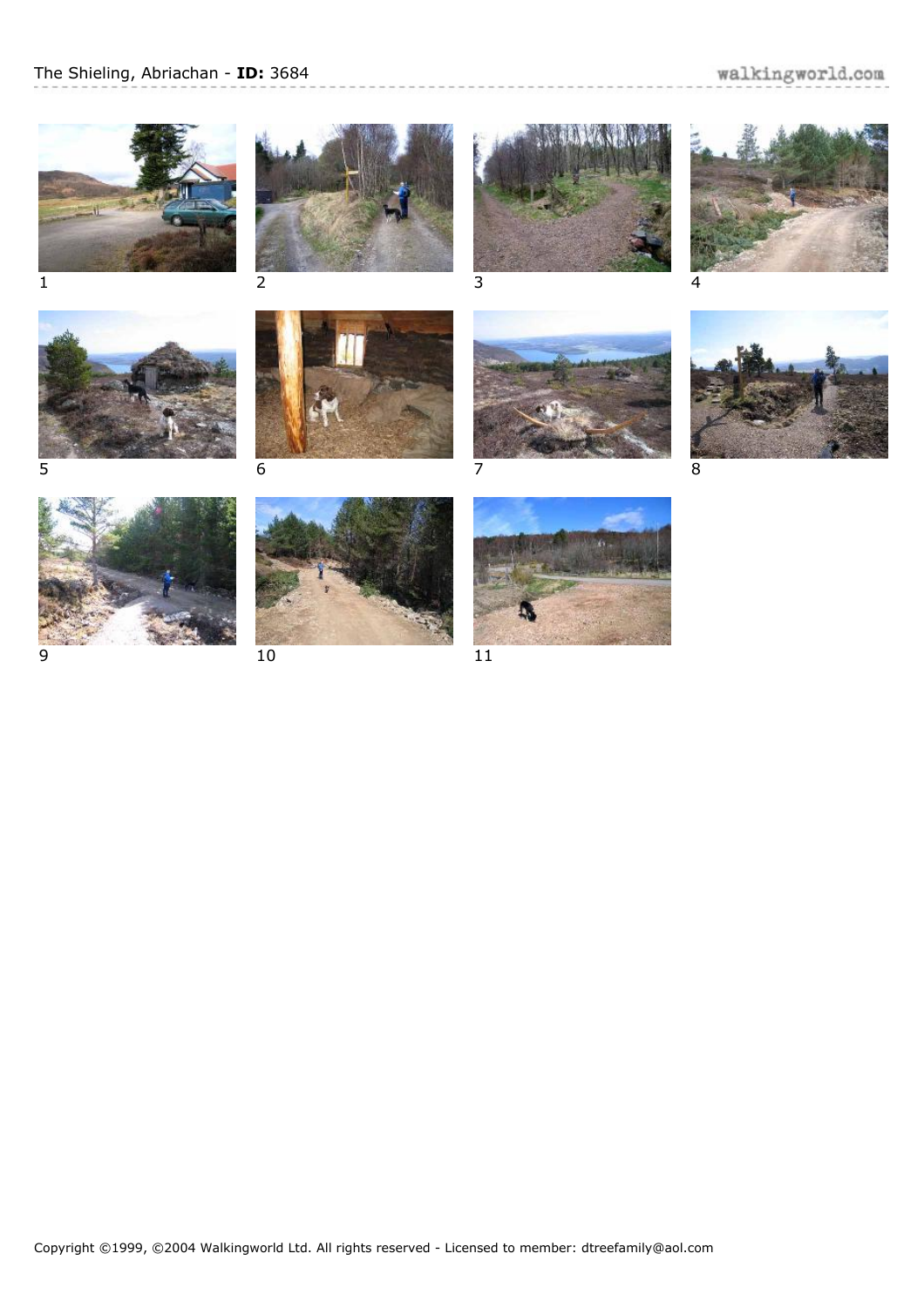1

2

3

4

5

6

7

8

9

10

11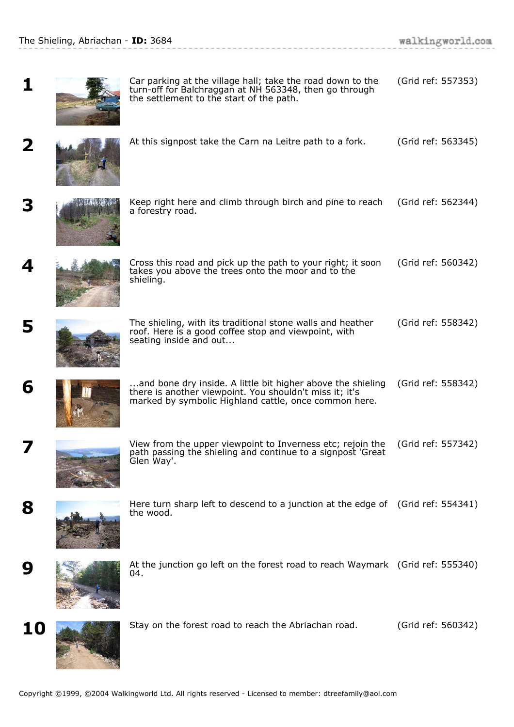| | | |
|---|---|---|
| **1** | Car parking at the village hall; take the road down to the turn-off for Balchraggan at NH 563348, then go through the settlement to the start of the path. | (Grid ref: 557353) |
| **2** | At this signpost take the Carn na Leitre path to a fork. | (Grid ref: 563345) |
| **3** | Keep right here and climb through birch and pine to reach a forestry road. | (Grid ref: 562344) |
| **4** | Cross this road and pick up the path to your right; it soon takes you above the trees onto the moor and to the shieling. | (Grid ref: 560342) |
| **5** | The shieling, with its traditional stone walls and heather roof. Here is a good coffee stop and viewpoint, with seating inside and out... | (Grid ref: 558342) |
| **6** | ...and bone dry inside. A little bit higher above the shieling there is another viewpoint. You shouldn't miss it; it's marked by symbolic Highland cattle, once common here. | (Grid ref: 558342) |
| **7** | View from the upper viewpoint to Inverness etc; rejoin the path passing the shieling and continue to a signpost 'Great Glen Way'. | (Grid ref: 557342) |
| **8** | Here turn sharp left to descend to a junction at the edge of the wood. | (Grid ref: 554341) |
| **9** | At the junction go left on the forest road to reach Waymark 04. | (Grid ref: 555340) |
| **10** | Stay on the forest road to reach the Abriachan road. | (Grid ref: 560342) |

Copyright ©1999, ©2004 Walkingworld Ltd. All rights reserved - Licensed to member: dtreefamily@aol.com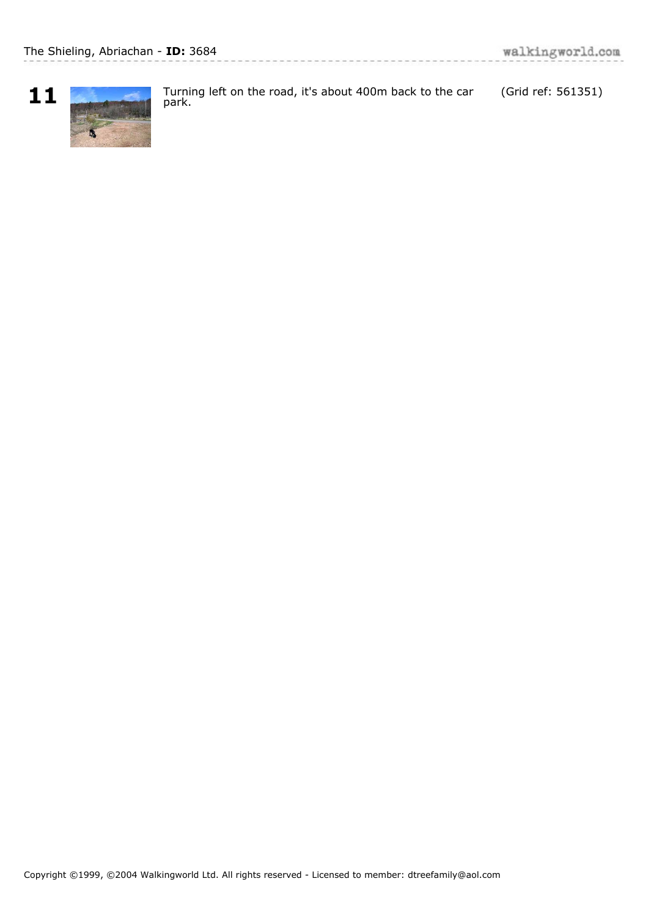**11** Turning left on the road, it's about 400m back to the car park. (Grid ref: 561351)

Copyright ©1999, ©2004 Walkingworld Ltd. All rights reserved - Licensed to member: dtreefamily@aol.com